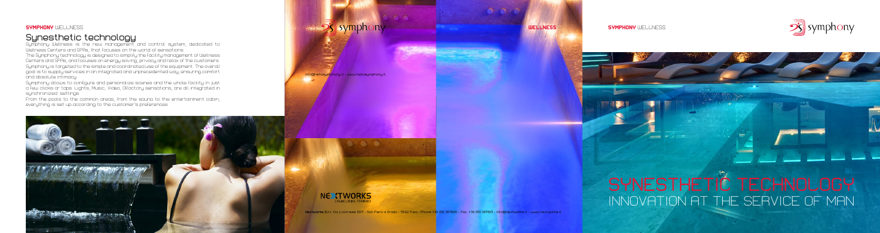**SYMPHONY** WELLNESS

## Synesthetic technology

Symphony Wellness is the new management and control system, dedicated to Wellness Centers and SPAs, that focuses on the world of sensations.

The Symphony technology is designed to simplify the facility management of Wellness Centers and SPAs, and focuses on energy saving, privacy and relax of the customers. Symphony is targeted to the simple and coordinated use of the equipment. The overall goal is to supply services in an integrated and unprecedented way, ensuring comfort and absolute intimacy.

Symphony allows to configure and personalize scenes and the whole facility in just a few clicks or taps. Lights, Music, Video, Olfactory sensations, are all integrated in synchronized settings.

From the pools to the common areas, from the sauna to the entertainment cabin, everything is set up according to the customer's preferences.

symphony

info@hellosymphony.it - www.hellosymphony.it

NEXTWORKS
ENGINEERING FORWARD

**Nextworks** S.r.l. Via Livornese 1021 - San Piero a Grado - 56122 Pisa - Phone +39 050 3871600 - Fax: +39 050 3871601 - info@nextworks.it - www.nextworks.it

**WELLNESS**

**SYMPHONY** WELLNESS

symphony

# SYNESTHETIC TECHNOLOGY

## INNOVATION AT THE SERVICE OF MAN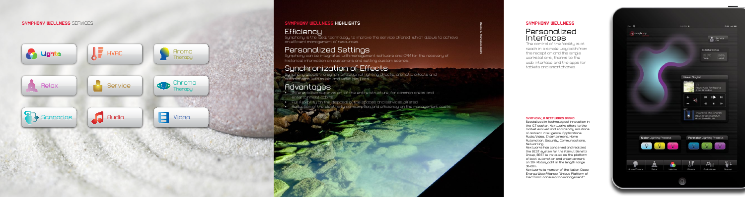## SYMPHONY WELLNESS SERVICES

Lights

HVAC

Aroma Therapy

Relax

Service

Chromo Therapy

Scenarios

Audio

Video

## SYMPHONY WELLNESS HIGHLIGHTS

### Efficiency

Symphony is the ideal technology to improve the service offered, which allows to achieve an efficient management of resources.

### Personalized Settings

Symphony can be integrated with management software and CRM for the recovery of historical information on customers and setting custom scenes.

### Synchronization of Effects

Symphony allows the synchronization of lighting effects, aromatic effects and automations with music and video playlists.

### Advantages

- Differentiated supervision of the entire structure, for common areas and entertainment cabins
- Full flexibility on the disposal of the spaces and services offered
- Reduction of the electricity consumption and efficiency on the management costs

photo by Francesco Bedini

## SYMPHONY WELLNESS

### Personalized Interfaces

The control of the facility is at reach in a simple way both from the reception and the single workstations, thanks to the web interface and the apps for tablets and smartphones.

**SYMPHONY, A NEXTWORKS BRAND**

Specialized in technological innovation in the ICT sector, Nextworks offers to the market evolved and ecofriendly solutions of ambient intelligence. Applications: Audio/Video, Entertainment, Home Automation, Security, Communications, Networking.

Nextworks has conceived and realized the BEST system for the Azimut Benetti Group. BEST is installed as the platform of boat automation and entertainment on 30+ Motoryacht in the length range 30-60m.

Nextworks is member of the Italian Cisco Energy Wise Alliance "Unique Platform of Electronic consumption management".